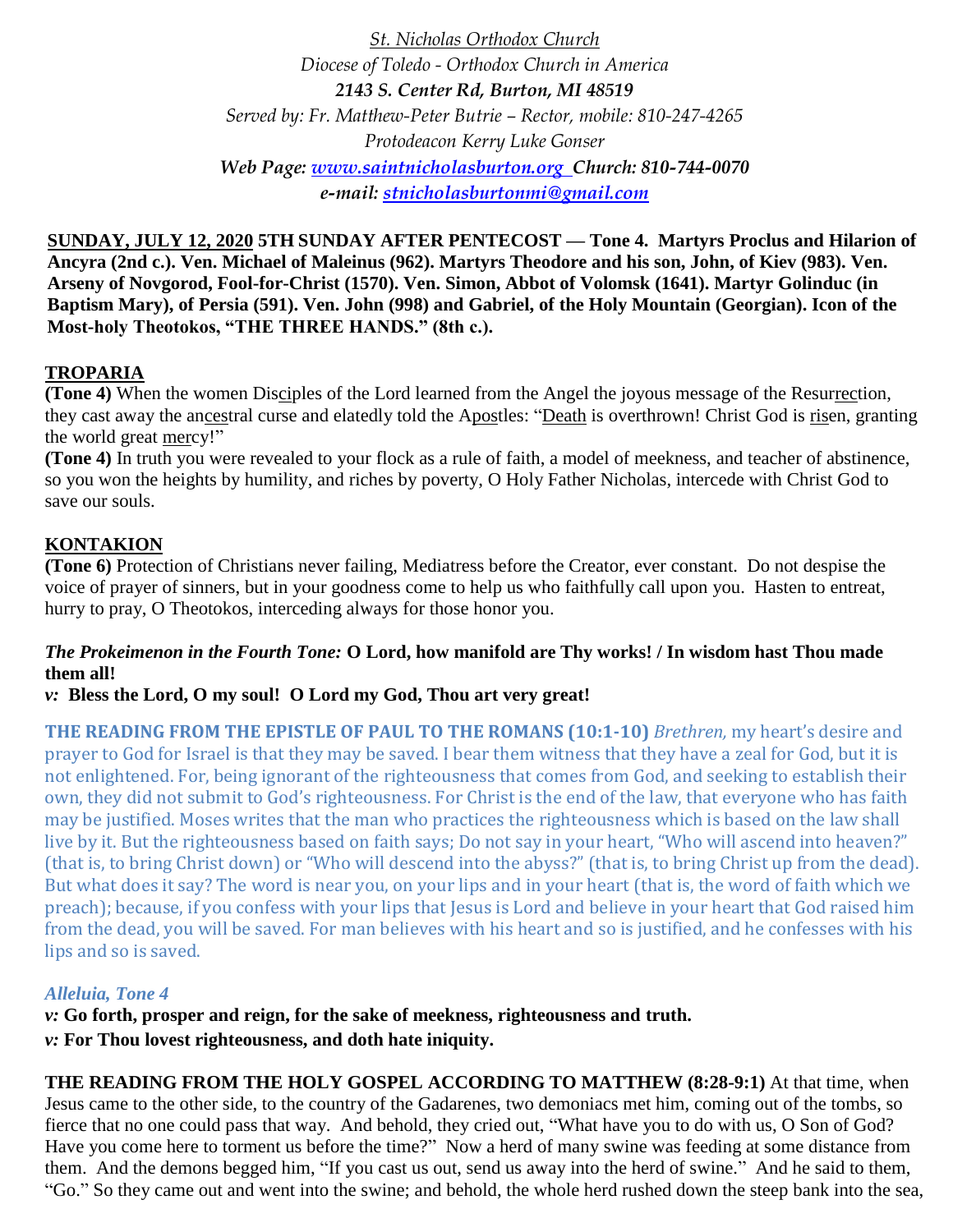*St. Nicholas Orthodox Church*
*Diocese of Toledo - Orthodox Church in America*
***2143 S. Center Rd, Burton, MI 48519***
*Served by: Fr. Matthew-Peter Butrie – Rector, mobile: 810-247-4265*
*Protodeacon Kerry Luke Gonser*
***Web Page: [www.saintnicholasburton.org](http://www.saintnicholasburton.org) Church: 810-744-0070***
***e-mail: [stnicholasburtonmi@gmail.com](mailto:stnicholasburtonmi@gmail.com)***

**SUNDAY, JULY 12, 2020 5TH SUNDAY AFTER PENTECOST — Tone 4. Martyrs Proclus and Hilarion of Ancyra (2nd c.). Ven. Michael of Maleinus (962). Martyrs Theodore and his son, John, of Kiev (983). Ven. Arseny of Novgorod, Fool-for-Christ (1570). Ven. Simon, Abbot of Volomsk (1641). Martyr Golinduc (in Baptism Mary), of Persia (591). Ven. John (998) and Gabriel, of the Holy Mountain (Georgian). Icon of the Most-holy Theotokos, "THE THREE HANDS." (8th c.).**

**TROPARIA**

**(Tone 4)** When the women Disciples of the Lord learned from the Angel the joyous message of the Resurrection, they cast away the ancestral curse and elatedly told the Apostles: "Death is overthrown! Christ God is risen, granting the world great mercy!"

**(Tone 4)** In truth you were revealed to your flock as a rule of faith, a model of meekness, and teacher of abstinence, so you won the heights by humility, and riches by poverty, O Holy Father Nicholas, intercede with Christ God to save our souls.

**KONTAKION**

**(Tone 6)** Protection of Christians never failing, Mediatress before the Creator, ever constant. Do not despise the voice of prayer of sinners, but in your goodness come to help us who faithfully call upon you. Hasten to entreat, hurry to pray, O Theotokos, interceding always for those honor you.

***The Prokeimenon in the Fourth Tone:*** **O Lord, how manifold are Thy works! / In wisdom hast Thou made them all!**

***v:*** **Bless the Lord, O my soul! O Lord my God, Thou art very great!**

**THE READING FROM THE EPISTLE OF PAUL TO THE ROMANS (10:1-10)** *Brethren,* my heart's desire and prayer to God for Israel is that they may be saved. I bear them witness that they have a zeal for God, but it is not enlightened. For, being ignorant of the righteousness that comes from God, and seeking to establish their own, they did not submit to God's righteousness. For Christ is the end of the law, that everyone who has faith may be justified. Moses writes that the man who practices the righteousness which is based on the law shall live by it. But the righteousness based on faith says; Do not say in your heart, "Who will ascend into heaven?" (that is, to bring Christ down) or "Who will descend into the abyss?" (that is, to bring Christ up from the dead). But what does it say? The word is near you, on your lips and in your heart (that is, the word of faith which we preach); because, if you confess with your lips that Jesus is Lord and believe in your heart that God raised him from the dead, you will be saved. For man believes with his heart and so is justified, and he confesses with his lips and so is saved.

***Alleluia, Tone 4***

***v:*** **Go forth, prosper and reign, for the sake of meekness, righteousness and truth.**

***v:*** **For Thou lovest righteousness, and doth hate iniquity.**

**THE READING FROM THE HOLY GOSPEL ACCORDING TO MATTHEW (8:28-9:1)** At that time, when Jesus came to the other side, to the country of the Gadarenes, two demoniacs met him, coming out of the tombs, so fierce that no one could pass that way. And behold, they cried out, "What have you to do with us, O Son of God? Have you come here to torment us before the time?" Now a herd of many swine was feeding at some distance from them. And the demons begged him, "If you cast us out, send us away into the herd of swine." And he said to them, "Go." So they came out and went into the swine; and behold, the whole herd rushed down the steep bank into the sea,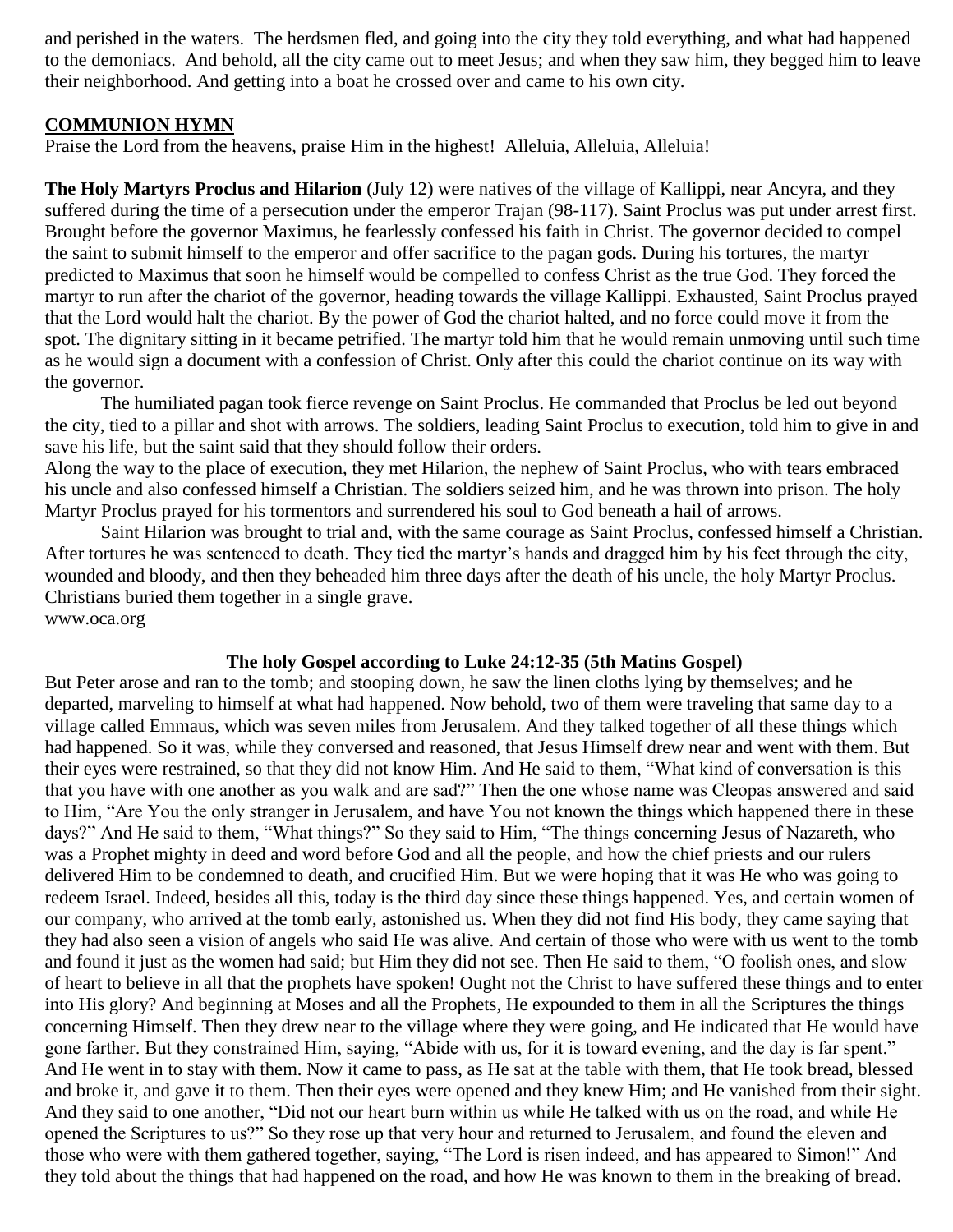and perished in the waters. The herdsmen fled, and going into the city they told everything, and what had happened to the demoniacs. And behold, all the city came out to meet Jesus; and when they saw him, they begged him to leave their neighborhood. And getting into a boat he crossed over and came to his own city.

## COMMUNION HYMN

Praise the Lord from the heavens, praise Him in the highest! Alleluia, Alleluia, Alleluia!

**The Holy Martyrs Proclus and Hilarion** (July 12) were natives of the village of Kallippi, near Ancyra, and they suffered during the time of a persecution under the emperor Trajan (98-117). Saint Proclus was put under arrest first. Brought before the governor Maximus, he fearlessly confessed his faith in Christ. The governor decided to compel the saint to submit himself to the emperor and offer sacrifice to the pagan gods. During his tortures, the martyr predicted to Maximus that soon he himself would be compelled to confess Christ as the true God. They forced the martyr to run after the chariot of the governor, heading towards the village Kallippi. Exhausted, Saint Proclus prayed that the Lord would halt the chariot. By the power of God the chariot halted, and no force could move it from the spot. The dignitary sitting in it became petrified. The martyr told him that he would remain unmoving until such time as he would sign a document with a confession of Christ. Only after this could the chariot continue on its way with the governor.

The humiliated pagan took fierce revenge on Saint Proclus. He commanded that Proclus be led out beyond the city, tied to a pillar and shot with arrows. The soldiers, leading Saint Proclus to execution, told him to give in and save his life, but the saint said that they should follow their orders.

Along the way to the place of execution, they met Hilarion, the nephew of Saint Proclus, who with tears embraced his uncle and also confessed himself a Christian. The soldiers seized him, and he was thrown into prison. The holy Martyr Proclus prayed for his tormentors and surrendered his soul to God beneath a hail of arrows.

Saint Hilarion was brought to trial and, with the same courage as Saint Proclus, confessed himself a Christian. After tortures he was sentenced to death. They tied the martyr's hands and dragged him by his feet through the city, wounded and bloody, and then they beheaded him three days after the death of his uncle, the holy Martyr Proclus. Christians buried them together in a single grave.

www.oca.org

### The holy Gospel according to Luke 24:12-35 (5th Matins Gospel)

But Peter arose and ran to the tomb; and stooping down, he saw the linen cloths lying by themselves; and he departed, marveling to himself at what had happened. Now behold, two of them were traveling that same day to a village called Emmaus, which was seven miles from Jerusalem. And they talked together of all these things which had happened. So it was, while they conversed and reasoned, that Jesus Himself drew near and went with them. But their eyes were restrained, so that they did not know Him. And He said to them, "What kind of conversation is this that you have with one another as you walk and are sad?" Then the one whose name was Cleopas answered and said to Him, "Are You the only stranger in Jerusalem, and have You not known the things which happened there in these days?" And He said to them, "What things?" So they said to Him, "The things concerning Jesus of Nazareth, who was a Prophet mighty in deed and word before God and all the people, and how the chief priests and our rulers delivered Him to be condemned to death, and crucified Him. But we were hoping that it was He who was going to redeem Israel. Indeed, besides all this, today is the third day since these things happened. Yes, and certain women of our company, who arrived at the tomb early, astonished us. When they did not find His body, they came saying that they had also seen a vision of angels who said He was alive. And certain of those who were with us went to the tomb and found it just as the women had said; but Him they did not see. Then He said to them, "O foolish ones, and slow of heart to believe in all that the prophets have spoken! Ought not the Christ to have suffered these things and to enter into His glory? And beginning at Moses and all the Prophets, He expounded to them in all the Scriptures the things concerning Himself. Then they drew near to the village where they were going, and He indicated that He would have gone farther. But they constrained Him, saying, "Abide with us, for it is toward evening, and the day is far spent." And He went in to stay with them. Now it came to pass, as He sat at the table with them, that He took bread, blessed and broke it, and gave it to them. Then their eyes were opened and they knew Him; and He vanished from their sight. And they said to one another, "Did not our heart burn within us while He talked with us on the road, and while He opened the Scriptures to us?" So they rose up that very hour and returned to Jerusalem, and found the eleven and those who were with them gathered together, saying, "The Lord is risen indeed, and has appeared to Simon!" And they told about the things that had happened on the road, and how He was known to them in the breaking of bread.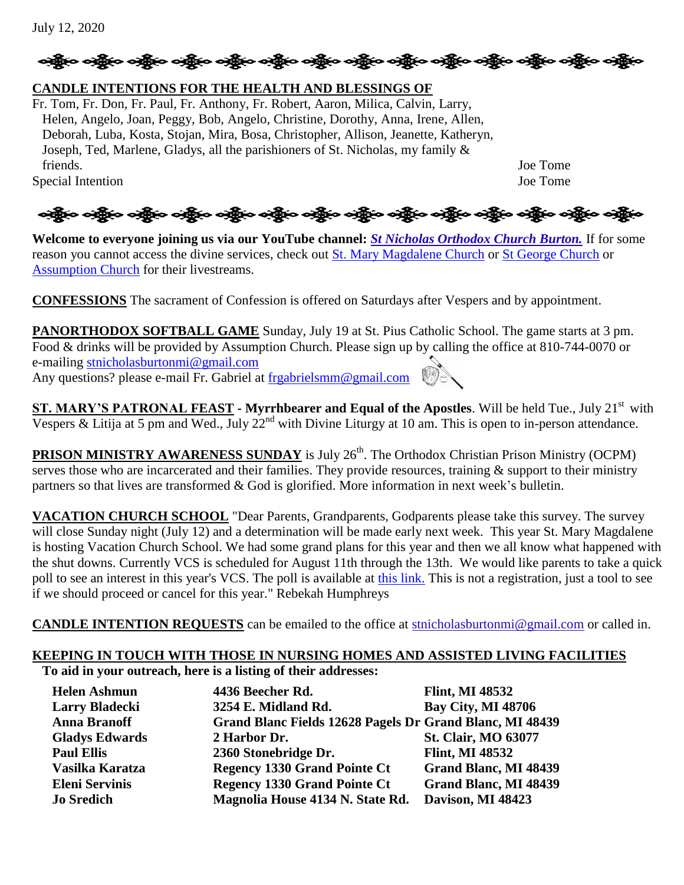July 12, 2020

**CANDLE INTENTIONS FOR THE HEALTH AND BLESSINGS OF**

Fr. Tom, Fr. Don, Fr. Paul, Fr. Anthony, Fr. Robert, Aaron, Milica, Calvin, Larry, Helen, Angelo, Joan, Peggy, Bob, Angelo, Christine, Dorothy, Anna, Irene, Allen, Deborah, Luba, Kosta, Stojan, Mira, Bosa, Christopher, Allison, Jeanette, Katheryn, Joseph, Ted, Marlene, Gladys, all the parishioners of St. Nicholas, my family & friends. Joe Tome

Special Intention Joe Tome

**Welcome to everyone joining us via our YouTube channel:** ***St Nicholas Orthodox Church Burton.*** If for some reason you cannot access the divine services, check out St. Mary Magdalene Church or St George Church or Assumption Church for their livestreams.

**CONFESSIONS** The sacrament of Confession is offered on Saturdays after Vespers and by appointment.

**PANORTHODOX SOFTBALL GAME** Sunday, July 19 at St. Pius Catholic School. The game starts at 3 pm. Food & drinks will be provided by Assumption Church. Please sign up by calling the office at 810-744-0070 or e-mailing stnicholasburtonmi@gmail.com
Any questions? please e-mail Fr. Gabriel at frgabrielsmm@gmail.com

**ST. MARY'S PATRONAL FEAST - Myrrhbearer and Equal of the Apostles**. Will be held Tue., July 21st with Vespers & Litija at 5 pm and Wed., July 22nd with Divine Liturgy at 10 am. This is open to in-person attendance.

**PRISON MINISTRY AWARENESS SUNDAY** is July 26th. The Orthodox Christian Prison Ministry (OCPM) serves those who are incarcerated and their families. They provide resources, training & support to their ministry partners so that lives are transformed & God is glorified. More information in next week's bulletin.

**VACATION CHURCH SCHOOL** "Dear Parents, Grandparents, Godparents please take this survey. The survey will close Sunday night (July 12) and a determination will be made early next week. This year St. Mary Magdalene is hosting Vacation Church School. We had some grand plans for this year and then we all know what happened with the shut downs. Currently VCS is scheduled for August 11th through the 13th. We would like parents to take a quick poll to see an interest in this year's VCS. The poll is available at this link. This is not a registration, just a tool to see if we should proceed or cancel for this year." Rebekah Humphreys

**CANDLE INTENTION REQUESTS** can be emailed to the office at stnicholasburtonmi@gmail.com or called in.

**KEEPING IN TOUCH WITH THOSE IN NURSING HOMES AND ASSISTED LIVING FACILITIES**

**To aid in your outreach, here is a listing of their addresses:**

| | | |
|---|---|---|
| **Helen Ashmun** | **4436 Beecher Rd.** | **Flint, MI 48532** |
| **Larry Bladecki** | **3254 E. Midland Rd.** | **Bay City, MI 48706** |
| **Anna Branoff** | **Grand Blanc Fields 12628 Pagels Dr** | **Grand Blanc, MI 48439** |
| **Gladys Edwards** | **2 Harbor Dr.** | **St. Clair, MO 63077** |
| **Paul Ellis** | **2360 Stonebridge Dr.** | **Flint, MI 48532** |
| **Vasilka Karatza** | **Regency 1330 Grand Pointe Ct** | **Grand Blanc, MI 48439** |
| **Eleni Servinis** | **Regency 1330 Grand Pointe Ct** | **Grand Blanc, MI 48439** |
| **Jo Sredich** | **Magnolia House 4134 N. State Rd.** | **Davison, MI 48423** |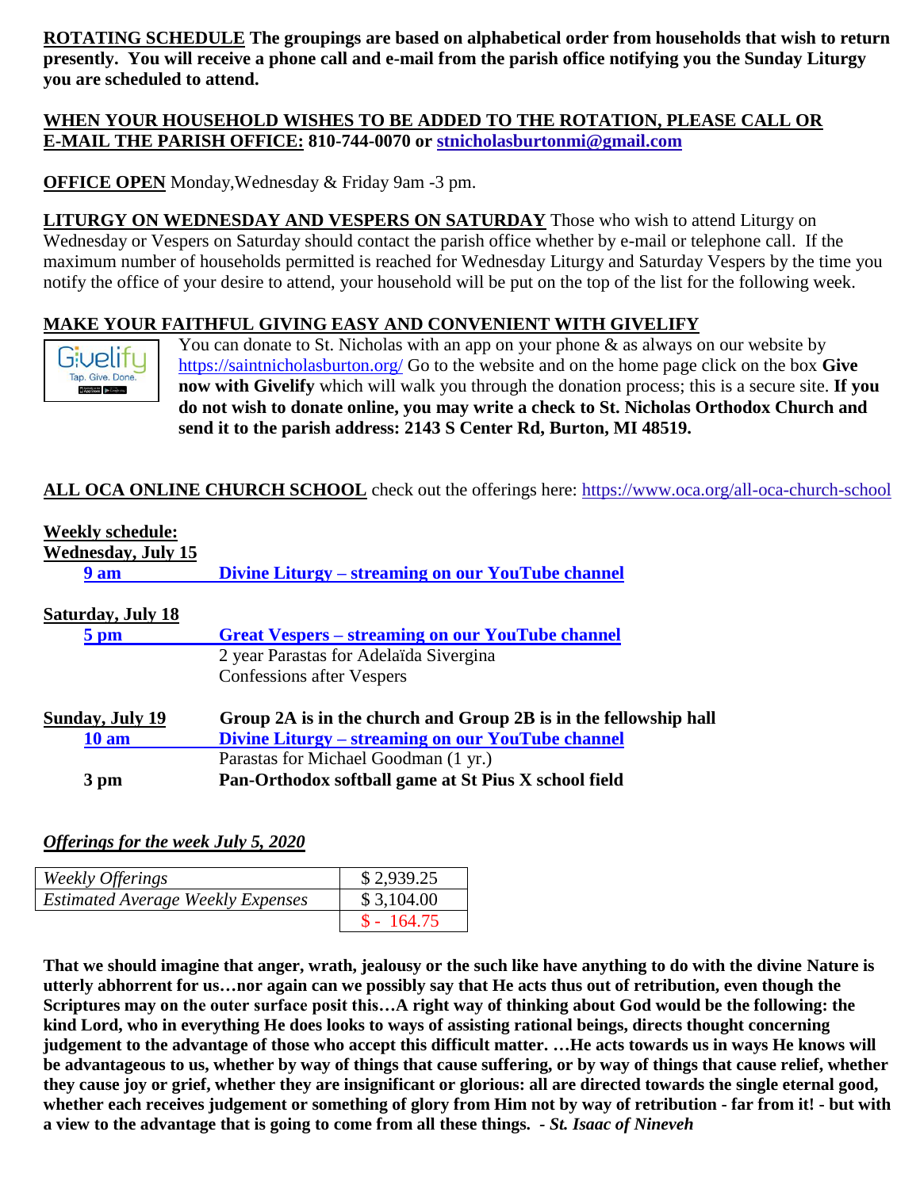**ROTATING SCHEDULE The groupings are based on alphabetical order from households that wish to return presently. You will receive a phone call and e-mail from the parish office notifying you the Sunday Liturgy you are scheduled to attend.**

**WHEN YOUR HOUSEHOLD WISHES TO BE ADDED TO THE ROTATION, PLEASE CALL OR E-MAIL THE PARISH OFFICE: 810-744-0070 or stnicholasburtonmi@gmail.com**

**OFFICE OPEN** Monday,Wednesday & Friday 9am -3 pm.

**LITURGY ON WEDNESDAY AND VESPERS ON SATURDAY** Those who wish to attend Liturgy on Wednesday or Vespers on Saturday should contact the parish office whether by e-mail or telephone call. If the maximum number of households permitted is reached for Wednesday Liturgy and Saturday Vespers by the time you notify the office of your desire to attend, your household will be put on the top of the list for the following week.

**MAKE YOUR FAITHFUL GIVING EASY AND CONVENIENT WITH GIVELIFY**

You can donate to St. Nicholas with an app on your phone & as always on our website by https://saintnicholasburton.org/ Go to the website and on the home page click on the box **Give now with Givelify** which will walk you through the donation process; this is a secure site. **If you do not wish to donate online, you may write a check to St. Nicholas Orthodox Church and send it to the parish address: 2143 S Center Rd, Burton, MI 48519.**

**ALL OCA ONLINE CHURCH SCHOOL** check out the offerings here: https://www.oca.org/all-oca-church-school

**Weekly schedule:**

**Wednesday, July 15**

**9 am** — **Divine Liturgy – streaming on our YouTube channel**

**Saturday, July 18**

**5 pm** — **Great Vespers – streaming on our YouTube channel**
2 year Parastas for Adelaïda Sivergina
Confessions after Vespers

**Sunday, July 19** — **Group 2A is in the church and Group 2B is in the fellowship hall**

**10 am** — **Divine Liturgy – streaming on our YouTube channel**
Parastas for Michael Goodman (1 yr.)

**3 pm** — **Pan-Orthodox softball game at St Pius X school field**

***Offerings for the week July 5, 2020***

| | |
|---|---|
| *Weekly Offerings* | $ 2,939.25 |
| *Estimated Average Weekly Expenses* | $ 3,104.00 |
| | $ - 164.75 |

**That we should imagine that anger, wrath, jealousy or the such like have anything to do with the divine Nature is utterly abhorrent for us…nor again can we possibly say that He acts thus out of retribution, even though the Scriptures may on the outer surface posit this…A right way of thinking about God would be the following: the kind Lord, who in everything He does looks to ways of assisting rational beings, directs thought concerning judgement to the advantage of those who accept this difficult matter. …He acts towards us in ways He knows will be advantageous to us, whether by way of things that cause suffering, or by way of things that cause relief, whether they cause joy or grief, whether they are insignificant or glorious: all are directed towards the single eternal good, whether each receives judgement or something of glory from Him not by way of retribution - far from it! - but with a view to the advantage that is going to come from all these things. -** ***St. Isaac of Nineveh***